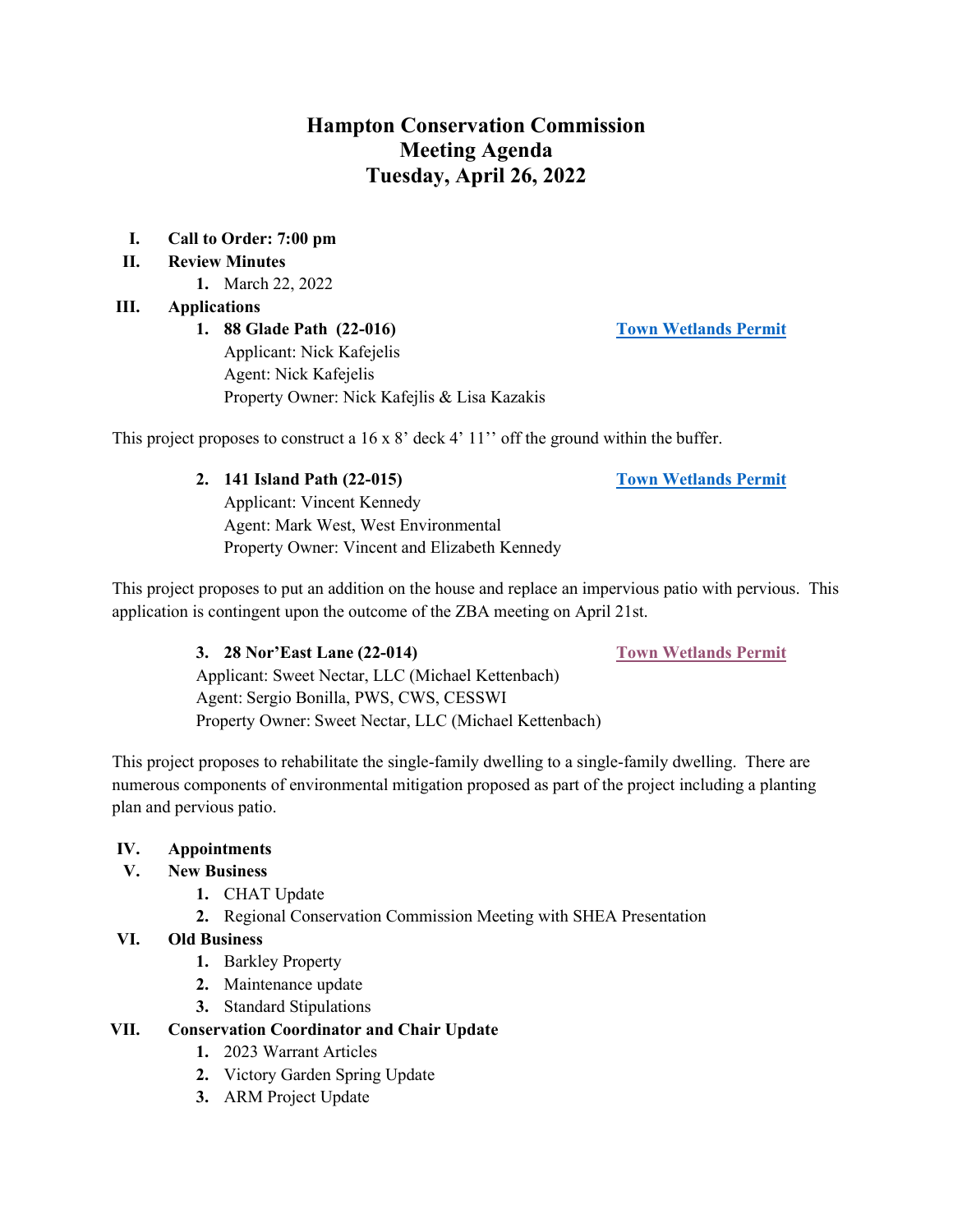# Hampton Conservation Commission
# Meeting Agenda
# Tuesday, April 26, 2022

I. **Call to Order: 7:00 pm**

II. **Review Minutes**
   1. March 22, 2022

III. **Applications**
   1. **88 Glade Path (22-016)** **Town Wetlands Permit**
      Applicant: Nick Kafejelis
      Agent: Nick Kafejelis
      Property Owner: Nick Kafejlis & Lisa Kazakis

This project proposes to construct a 16 x 8' deck 4' 11'' off the ground within the buffer.

   2. **141 Island Path (22-015)** **Town Wetlands Permit**
      Applicant: Vincent Kennedy
      Agent: Mark West, West Environmental
      Property Owner: Vincent and Elizabeth Kennedy

This project proposes to put an addition on the house and replace an impervious patio with pervious. This application is contingent upon the outcome of the ZBA meeting on April 21st.

   3. **28 Nor'East Lane (22-014)** **Town Wetlands Permit**
      Applicant: Sweet Nectar, LLC (Michael Kettenbach)
      Agent: Sergio Bonilla, PWS, CWS, CESSWI
      Property Owner: Sweet Nectar, LLC (Michael Kettenbach)

This project proposes to rehabilitate the single-family dwelling to a single-family dwelling. There are numerous components of environmental mitigation proposed as part of the project including a planting plan and pervious patio.

IV. **Appointments**

V. **New Business**
   1. CHAT Update
   2. Regional Conservation Commission Meeting with SHEA Presentation

VI. **Old Business**
   1. Barkley Property
   2. Maintenance update
   3. Standard Stipulations

VII. **Conservation Coordinator and Chair Update**
   1. 2023 Warrant Articles
   2. Victory Garden Spring Update
   3. ARM Project Update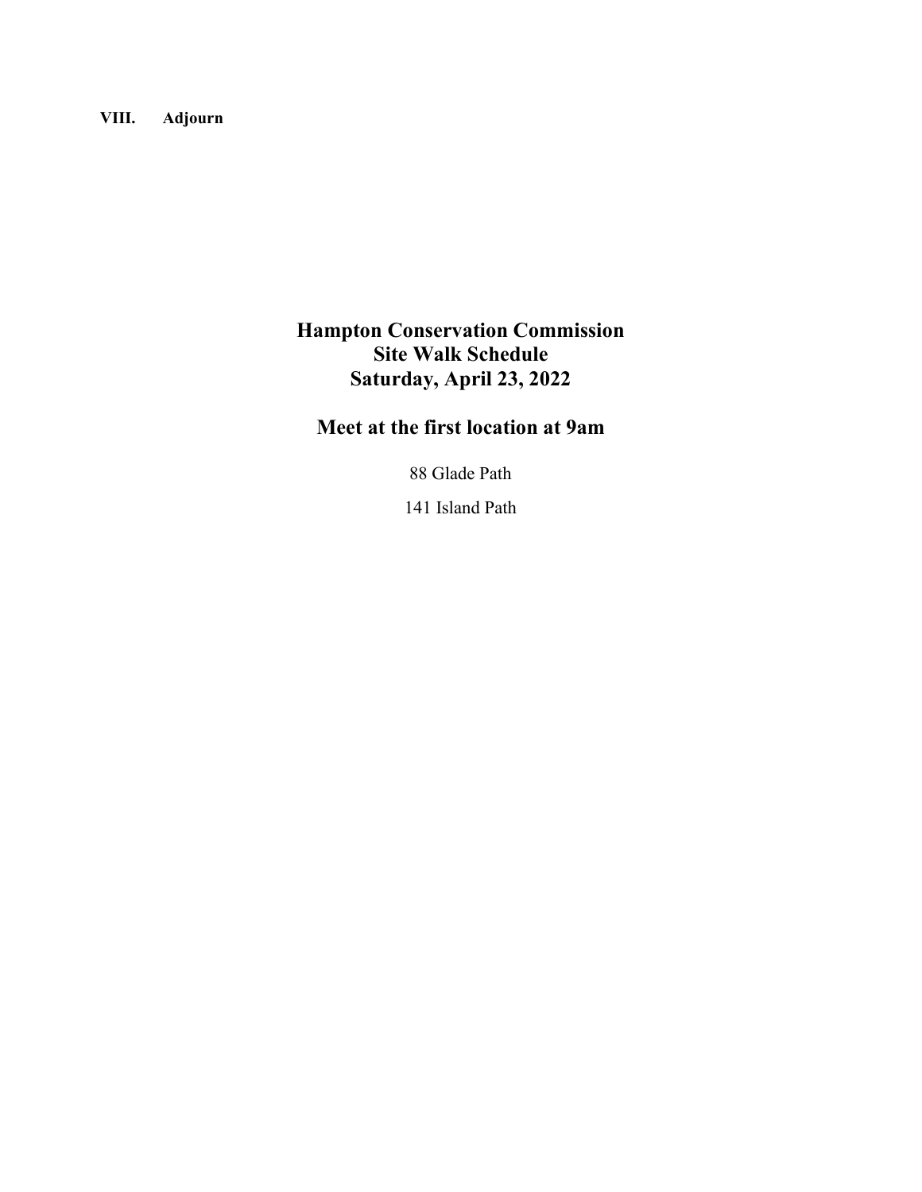**VIII. Adjourn**

# Hampton Conservation Commission
## Site Walk Schedule
## Saturday, April 23, 2022

## Meet at the first location at 9am

88 Glade Path

141 Island Path